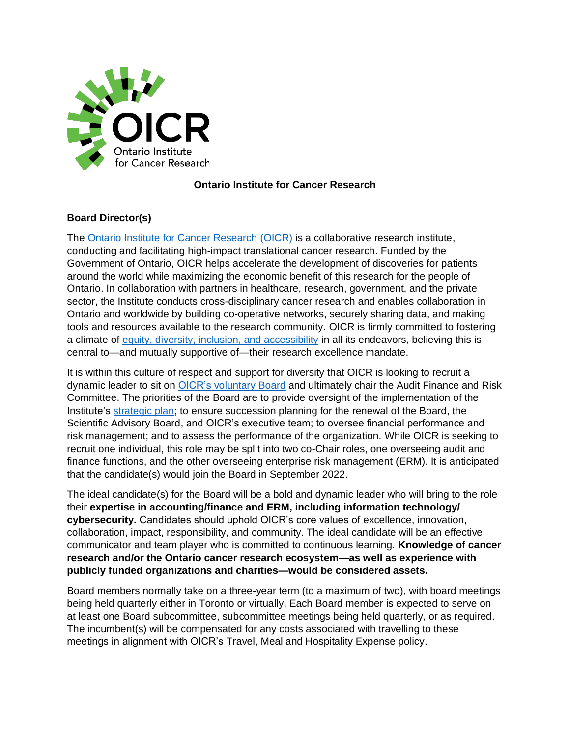**Ontario Institute for Cancer Research**

**Board Director(s)**

The Ontario Institute for Cancer Research (OICR) is a collaborative research institute, conducting and facilitating high-impact translational cancer research. Funded by the Government of Ontario, OICR helps accelerate the development of discoveries for patients around the world while maximizing the economic benefit of this research for the people of Ontario. In collaboration with partners in healthcare, research, government, and the private sector, the Institute conducts cross-disciplinary cancer research and enables collaboration in Ontario and worldwide by building co-operative networks, securely sharing data, and making tools and resources available to the research community. OICR is firmly committed to fostering a climate of equity, diversity, inclusion, and accessibility in all its endeavors, believing this is central to—and mutually supportive of—their research excellence mandate.

It is within this culture of respect and support for diversity that OICR is looking to recruit a dynamic leader to sit on OICR's voluntary Board and ultimately chair the Audit Finance and Risk Committee. The priorities of the Board are to provide oversight of the implementation of the Institute's strategic plan; to ensure succession planning for the renewal of the Board, the Scientific Advisory Board, and OICR's executive team; to oversee financial performance and risk management; and to assess the performance of the organization. While OICR is seeking to recruit one individual, this role may be split into two co-Chair roles, one overseeing audit and finance functions, and the other overseeing enterprise risk management (ERM). It is anticipated that the candidate(s) would join the Board in September 2022.

The ideal candidate(s) for the Board will be a bold and dynamic leader who will bring to the role their **expertise in accounting/finance and ERM, including information technology/ cybersecurity.** Candidates should uphold OICR's core values of excellence, innovation, collaboration, impact, responsibility, and community. The ideal candidate will be an effective communicator and team player who is committed to continuous learning. **Knowledge of cancer research and/or the Ontario cancer research ecosystem—as well as experience with publicly funded organizations and charities—would be considered assets.**

Board members normally take on a three-year term (to a maximum of two), with board meetings being held quarterly either in Toronto or virtually. Each Board member is expected to serve on at least one Board subcommittee, subcommittee meetings being held quarterly, or as required. The incumbent(s) will be compensated for any costs associated with travelling to these meetings in alignment with OICR's Travel, Meal and Hospitality Expense policy.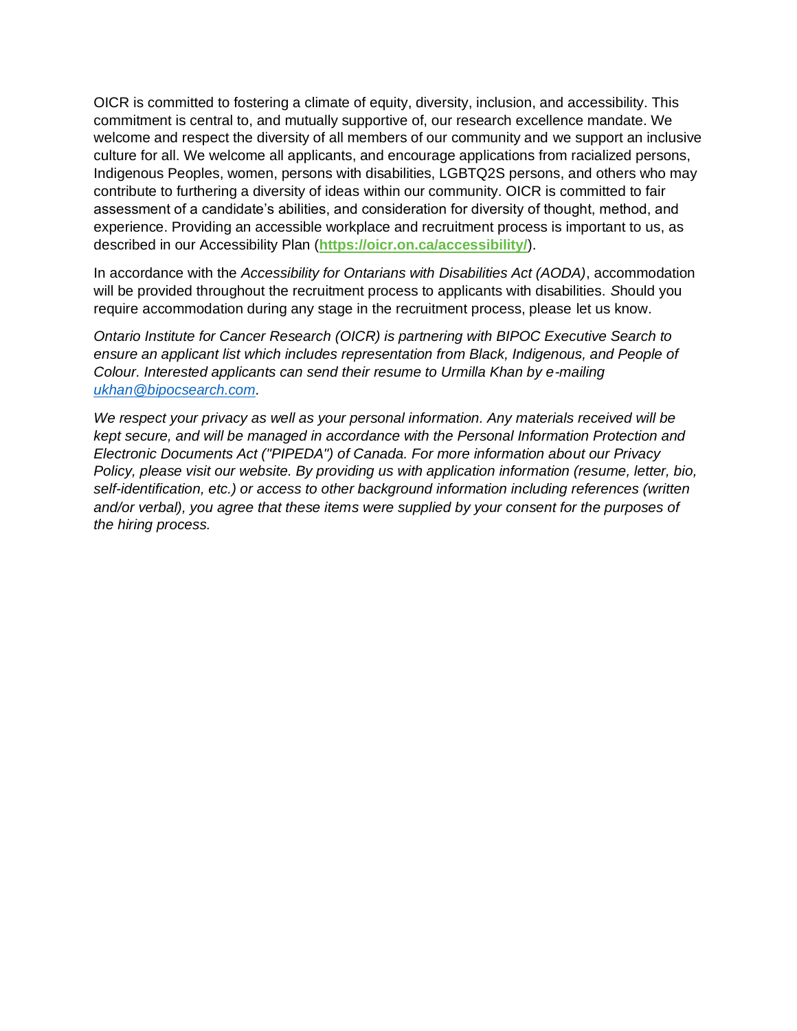OICR is committed to fostering a climate of equity, diversity, inclusion, and accessibility. This commitment is central to, and mutually supportive of, our research excellence mandate. We welcome and respect the diversity of all members of our community and we support an inclusive culture for all. We welcome all applicants, and encourage applications from racialized persons, Indigenous Peoples, women, persons with disabilities, LGBTQ2S persons, and others who may contribute to furthering a diversity of ideas within our community. OICR is committed to fair assessment of a candidate's abilities, and consideration for diversity of thought, method, and experience. Providing an accessible workplace and recruitment process is important to us, as described in our Accessibility Plan (**https://oicr.on.ca/accessibility/**).

In accordance with the *Accessibility for Ontarians with Disabilities Act (AODA)*, accommodation will be provided throughout the recruitment process to applicants with disabilities. Should you require accommodation during any stage in the recruitment process, please let us know.

*Ontario Institute for Cancer Research (OICR) is partnering with BIPOC Executive Search to ensure an applicant list which includes representation from Black, Indigenous, and People of Colour. Interested applicants can send their resume to Urmilla Khan by e-mailing ukhan@bipocsearch.com.*

*We respect your privacy as well as your personal information. Any materials received will be kept secure, and will be managed in accordance with the Personal Information Protection and Electronic Documents Act ("PIPEDA") of Canada. For more information about our Privacy Policy, please visit our website. By providing us with application information (resume, letter, bio, self-identification, etc.) or access to other background information including references (written and/or verbal), you agree that these items were supplied by your consent for the purposes of the hiring process.*